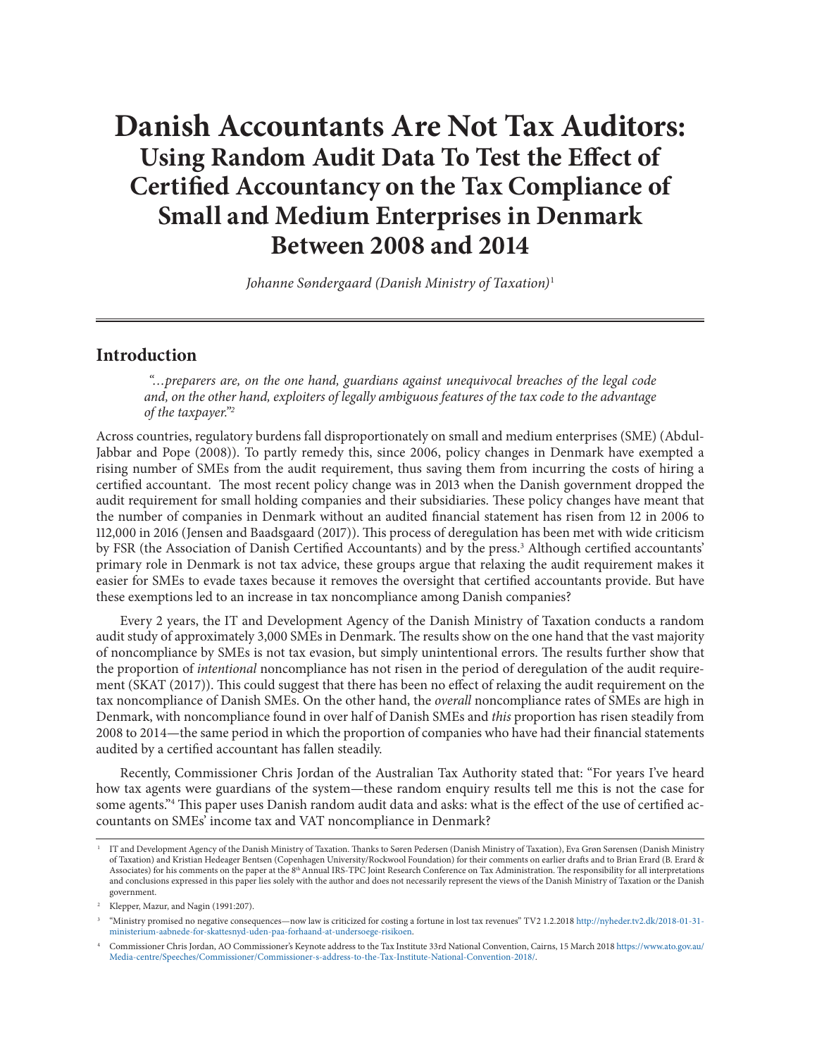# Danish Accountants Are Not Tax Auditors:

## Using Random Audit Data To Test the Effect of Certified Accountancy on the Tax Compliance of Small and Medium Enterprises in Denmark Between 2008 and 2014

*Johanne Søndergaard (Danish Ministry of Taxation)*[1]

---

## Introduction

> *"…preparers are, on the one hand, guardians against unequivocal breaches of the legal code and, on the other hand, exploiters of legally ambiguous features of the tax code to the advantage of the taxpayer."*[2]

Across countries, regulatory burdens fall disproportionately on small and medium enterprises (SME) (Abdul-Jabbar and Pope (2008)). To partly remedy this, since 2006, policy changes in Denmark have exempted a rising number of SMEs from the audit requirement, thus saving them from incurring the costs of hiring a certified accountant. The most recent policy change was in 2013 when the Danish government dropped the audit requirement for small holding companies and their subsidiaries. These policy changes have meant that the number of companies in Denmark without an audited financial statement has risen from 12 in 2006 to 112,000 in 2016 (Jensen and Baadsgaard (2017)). This process of deregulation has been met with wide criticism by FSR (the Association of Danish Certified Accountants) and by the press.[3] Although certified accountants' primary role in Denmark is not tax advice, these groups argue that relaxing the audit requirement makes it easier for SMEs to evade taxes because it removes the oversight that certified accountants provide. But have these exemptions led to an increase in tax noncompliance among Danish companies?

Every 2 years, the IT and Development Agency of the Danish Ministry of Taxation conducts a random audit study of approximately 3,000 SMEs in Denmark. The results show on the one hand that the vast majority of noncompliance by SMEs is not tax evasion, but simply unintentional errors. The results further show that the proportion of *intentional* noncompliance has not risen in the period of deregulation of the audit requirement (SKAT (2017)). This could suggest that there has been no effect of relaxing the audit requirement on the tax noncompliance of Danish SMEs. On the other hand, the *overall* noncompliance rates of SMEs are high in Denmark, with noncompliance found in over half of Danish SMEs and *this* proportion has risen steadily from 2008 to 2014—the same period in which the proportion of companies who have had their financial statements audited by a certified accountant has fallen steadily.

Recently, Commissioner Chris Jordan of the Australian Tax Authority stated that: "For years I've heard how tax agents were guardians of the system—these random enquiry results tell me this is not the case for some agents."[4] This paper uses Danish random audit data and asks: what is the effect of the use of certified accountants on SMEs' income tax and VAT noncompliance in Denmark?

---

[1] IT and Development Agency of the Danish Ministry of Taxation. Thanks to Søren Pedersen (Danish Ministry of Taxation), Eva Grøn Sørensen (Danish Ministry of Taxation) and Kristian Hedeager Bentsen (Copenhagen University/Rockwool Foundation) for their comments on earlier drafts and to Brian Erard (B. Erard & Associates) for his comments on the paper at the 8th Annual IRS-TPC Joint Research Conference on Tax Administration. The responsibility for all interpretations and conclusions expressed in this paper lies solely with the author and does not necessarily represent the views of the Danish Ministry of Taxation or the Danish government.

[2] Klepper, Mazur, and Nagin (1991:207).

[3] "Ministry promised no negative consequences—now law is criticized for costing a fortune in lost tax revenues" TV2 1.2.2018 http://nyheder.tv2.dk/2018-01-31-ministerium-aabnede-for-skattesnyd-uden-paa-forhaand-at-undersoege-risikoen.

[4] Commissioner Chris Jordan, AO Commissioner's Keynote address to the Tax Institute 33rd National Convention, Cairns, 15 March 2018 https://www.ato.gov.au/Media-centre/Speeches/Commissioner/Commissioner-s-address-to-the-Tax-Institute-National-Convention-2018/.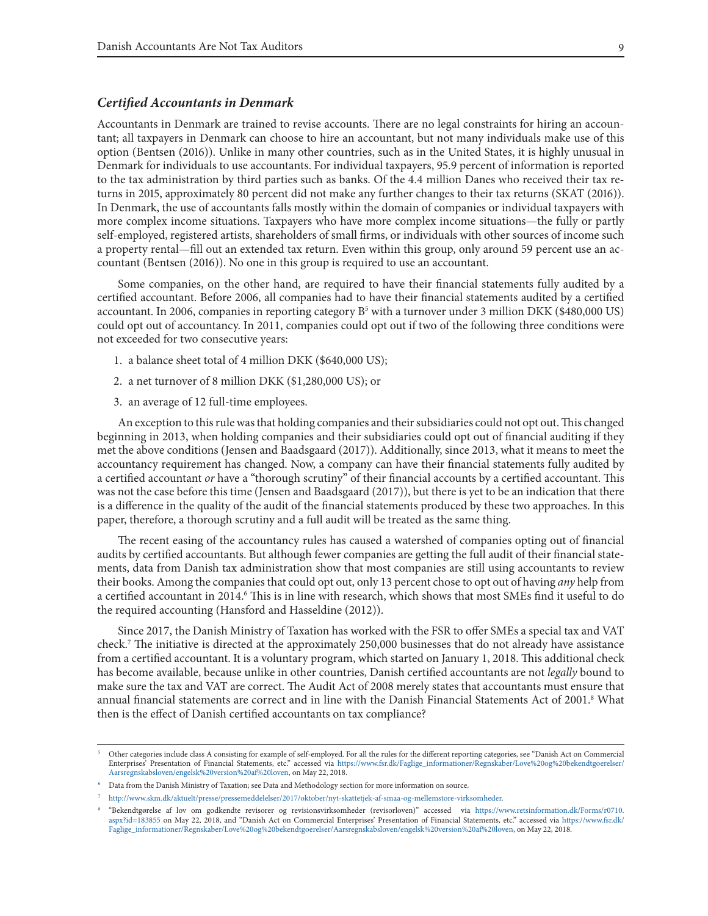### *Certified Accountants in Denmark*

Accountants in Denmark are trained to revise accounts. There are no legal constraints for hiring an accountant; all taxpayers in Denmark can choose to hire an accountant, but not many individuals make use of this option (Bentsen (2016)). Unlike in many other countries, such as in the United States, it is highly unusual in Denmark for individuals to use accountants. For individual taxpayers, 95.9 percent of information is reported to the tax administration by third parties such as banks. Of the 4.4 million Danes who received their tax returns in 2015, approximately 80 percent did not make any further changes to their tax returns (SKAT (2016)). In Denmark, the use of accountants falls mostly within the domain of companies or individual taxpayers with more complex income situations. Taxpayers who have more complex income situations—the fully or partly self-employed, registered artists, shareholders of small firms, or individuals with other sources of income such a property rental—fill out an extended tax return. Even within this group, only around 59 percent use an accountant (Bentsen (2016)). No one in this group is required to use an accountant.

Some companies, on the other hand, are required to have their financial statements fully audited by a certified accountant. Before 2006, all companies had to have their financial statements audited by a certified accountant. In 2006, companies in reporting category B[5] with a turnover under 3 million DKK ($480,000 US) could opt out of accountancy. In 2011, companies could opt out if two of the following three conditions were not exceeded for two consecutive years:

1. a balance sheet total of 4 million DKK ($640,000 US);
2. a net turnover of 8 million DKK ($1,280,000 US); or
3. an average of 12 full-time employees.

An exception to this rule was that holding companies and their subsidiaries could not opt out. This changed beginning in 2013, when holding companies and their subsidiaries could opt out of financial auditing if they met the above conditions (Jensen and Baadsgaard (2017)). Additionally, since 2013, what it means to meet the accountancy requirement has changed. Now, a company can have their financial statements fully audited by a certified accountant *or* have a "thorough scrutiny" of their financial accounts by a certified accountant. This was not the case before this time (Jensen and Baadsgaard (2017)), but there is yet to be an indication that there is a difference in the quality of the audit of the financial statements produced by these two approaches. In this paper, therefore, a thorough scrutiny and a full audit will be treated as the same thing.

The recent easing of the accountancy rules has caused a watershed of companies opting out of financial audits by certified accountants. But although fewer companies are getting the full audit of their financial statements, data from Danish tax administration show that most companies are still using accountants to review their books. Among the companies that could opt out, only 13 percent chose to opt out of having *any* help from a certified accountant in 2014.[6] This is in line with research, which shows that most SMEs find it useful to do the required accounting (Hansford and Hasseldine (2012)).

Since 2017, the Danish Ministry of Taxation has worked with the FSR to offer SMEs a special tax and VAT check.[7] The initiative is directed at the approximately 250,000 businesses that do not already have assistance from a certified accountant. It is a voluntary program, which started on January 1, 2018. This additional check has become available, because unlike in other countries, Danish certified accountants are not *legally* bound to make sure the tax and VAT are correct. The Audit Act of 2008 merely states that accountants must ensure that annual financial statements are correct and in line with the Danish Financial Statements Act of 2001.[8] What then is the effect of Danish certified accountants on tax compliance?

---

[5] Other categories include class A consisting for example of self-employed. For all the rules for the different reporting categories, see "Danish Act on Commercial Enterprises' Presentation of Financial Statements, etc." accessed via https://www.fsr.dk/Faglige_informationer/Regnskaber/Love%20og%20bekendtgoerelser/Aarsregnskabsloven/engelsk%20version%20af%20loven, on May 22, 2018.

[6] Data from the Danish Ministry of Taxation; see Data and Methodology section for more information on source.

[7] http://www.skm.dk/aktuelt/presse/pressemeddelelser/2017/oktober/nyt-skattetjek-af-smaa-og-mellemstore-virksomheder.

[8] "Bekendtgørelse af lov om godkendte revisorer og revisionsvirksomheder (revisorloven)" accessed via https://www.retsinformation.dk/Forms/r0710.aspx?id=183855 on May 22, 2018, and "Danish Act on Commercial Enterprises' Presentation of Financial Statements, etc." accessed via https://www.fsr.dk/Faglige_informationer/Regnskaber/Love%20og%20bekendtgoerelser/Aarsregnskabsloven/engelsk%20version%20af%20loven, on May 22, 2018.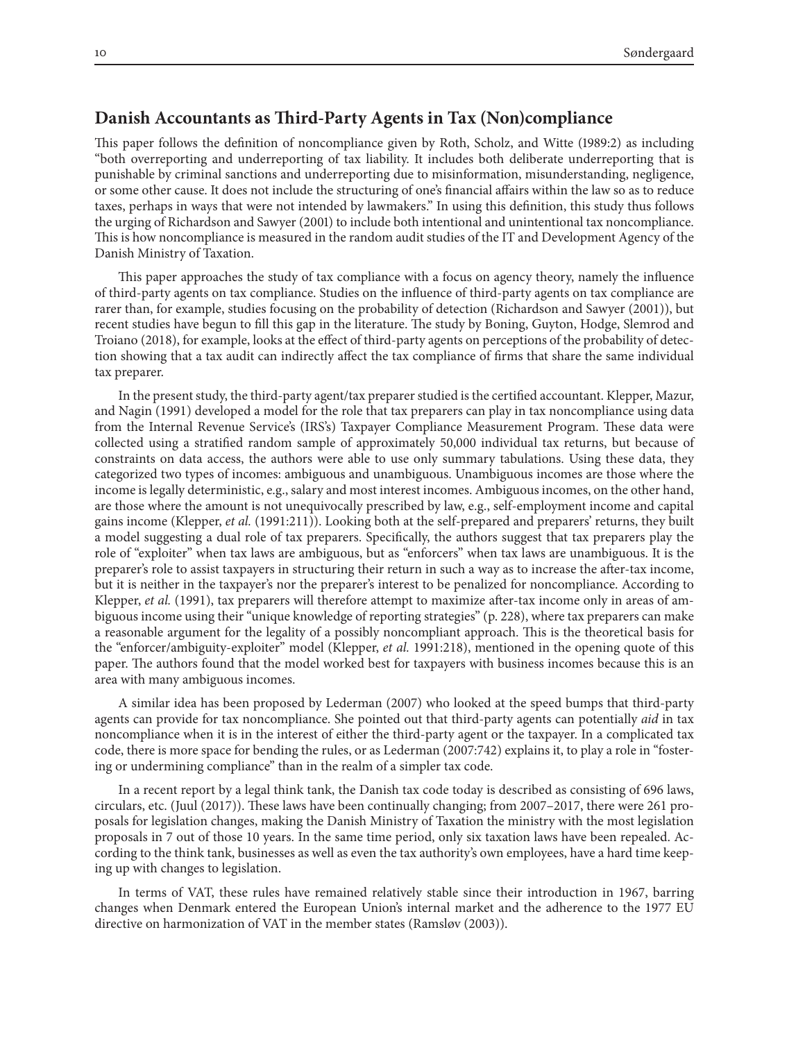## Danish Accountants as Third-Party Agents in Tax (Non)compliance

This paper follows the definition of noncompliance given by Roth, Scholz, and Witte (1989:2) as including "both overreporting and underreporting of tax liability. It includes both deliberate underreporting that is punishable by criminal sanctions and underreporting due to misinformation, misunderstanding, negligence, or some other cause. It does not include the structuring of one's financial affairs within the law so as to reduce taxes, perhaps in ways that were not intended by lawmakers." In using this definition, this study thus follows the urging of Richardson and Sawyer (2001) to include both intentional and unintentional tax noncompliance. This is how noncompliance is measured in the random audit studies of the IT and Development Agency of the Danish Ministry of Taxation.

This paper approaches the study of tax compliance with a focus on agency theory, namely the influence of third-party agents on tax compliance. Studies on the influence of third-party agents on tax compliance are rarer than, for example, studies focusing on the probability of detection (Richardson and Sawyer (2001)), but recent studies have begun to fill this gap in the literature. The study by Boning, Guyton, Hodge, Slemrod and Troiano (2018), for example, looks at the effect of third-party agents on perceptions of the probability of detection showing that a tax audit can indirectly affect the tax compliance of firms that share the same individual tax preparer.

In the present study, the third-party agent/tax preparer studied is the certified accountant. Klepper, Mazur, and Nagin (1991) developed a model for the role that tax preparers can play in tax noncompliance using data from the Internal Revenue Service's (IRS's) Taxpayer Compliance Measurement Program. These data were collected using a stratified random sample of approximately 50,000 individual tax returns, but because of constraints on data access, the authors were able to use only summary tabulations. Using these data, they categorized two types of incomes: ambiguous and unambiguous. Unambiguous incomes are those where the income is legally deterministic, e.g., salary and most interest incomes. Ambiguous incomes, on the other hand, are those where the amount is not unequivocally prescribed by law, e.g., self-employment income and capital gains income (Klepper, *et al.* (1991:211)). Looking both at the self-prepared and preparers' returns, they built a model suggesting a dual role of tax preparers. Specifically, the authors suggest that tax preparers play the role of "exploiter" when tax laws are ambiguous, but as "enforcers" when tax laws are unambiguous. It is the preparer's role to assist taxpayers in structuring their return in such a way as to increase the after-tax income, but it is neither in the taxpayer's nor the preparer's interest to be penalized for noncompliance. According to Klepper, *et al.* (1991), tax preparers will therefore attempt to maximize after-tax income only in areas of ambiguous income using their "unique knowledge of reporting strategies" (p. 228), where tax preparers can make a reasonable argument for the legality of a possibly noncompliant approach. This is the theoretical basis for the "enforcer/ambiguity-exploiter" model (Klepper, *et al.* 1991:218), mentioned in the opening quote of this paper. The authors found that the model worked best for taxpayers with business incomes because this is an area with many ambiguous incomes.

A similar idea has been proposed by Lederman (2007) who looked at the speed bumps that third-party agents can provide for tax noncompliance. She pointed out that third-party agents can potentially *aid* in tax noncompliance when it is in the interest of either the third-party agent or the taxpayer. In a complicated tax code, there is more space for bending the rules, or as Lederman (2007:742) explains it, to play a role in "fostering or undermining compliance" than in the realm of a simpler tax code.

In a recent report by a legal think tank, the Danish tax code today is described as consisting of 696 laws, circulars, etc. (Juul (2017)). These laws have been continually changing; from 2007–2017, there were 261 proposals for legislation changes, making the Danish Ministry of Taxation the ministry with the most legislation proposals in 7 out of those 10 years. In the same time period, only six taxation laws have been repealed. According to the think tank, businesses as well as even the tax authority's own employees, have a hard time keeping up with changes to legislation.

In terms of VAT, these rules have remained relatively stable since their introduction in 1967, barring changes when Denmark entered the European Union's internal market and the adherence to the 1977 EU directive on harmonization of VAT in the member states (Ramsløv (2003)).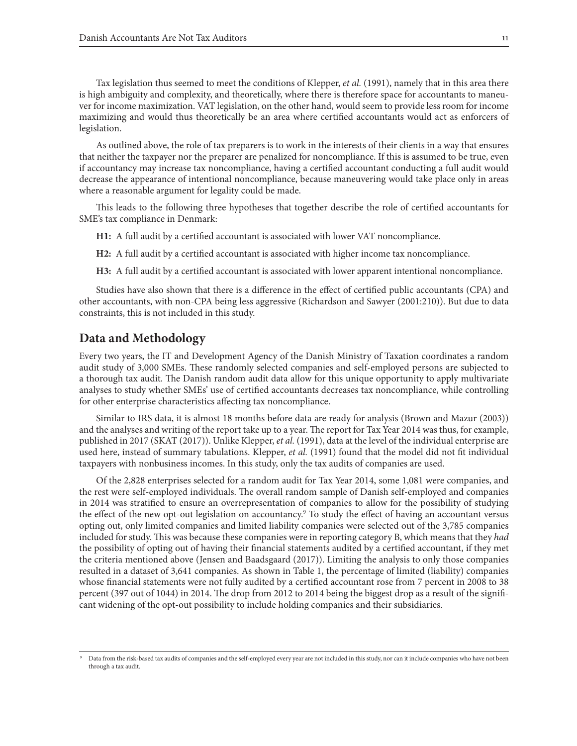Tax legislation thus seemed to meet the conditions of Klepper, *et al.* (1991), namely that in this area there is high ambiguity and complexity, and theoretically, where there is therefore space for accountants to maneuver for income maximization. VAT legislation, on the other hand, would seem to provide less room for income maximizing and would thus theoretically be an area where certified accountants would act as enforcers of legislation.

As outlined above, the role of tax preparers is to work in the interests of their clients in a way that ensures that neither the taxpayer nor the preparer are penalized for noncompliance. If this is assumed to be true, even if accountancy may increase tax noncompliance, having a certified accountant conducting a full audit would decrease the appearance of intentional noncompliance, because maneuvering would take place only in areas where a reasonable argument for legality could be made.

This leads to the following three hypotheses that together describe the role of certified accountants for SME's tax compliance in Denmark:

**H1:** A full audit by a certified accountant is associated with lower VAT noncompliance.

**H2:** A full audit by a certified accountant is associated with higher income tax noncompliance.

**H3:** A full audit by a certified accountant is associated with lower apparent intentional noncompliance.

Studies have also shown that there is a difference in the effect of certified public accountants (CPA) and other accountants, with non-CPA being less aggressive (Richardson and Sawyer (2001:210)). But due to data constraints, this is not included in this study.

## Data and Methodology

Every two years, the IT and Development Agency of the Danish Ministry of Taxation coordinates a random audit study of 3,000 SMEs. These randomly selected companies and self-employed persons are subjected to a thorough tax audit. The Danish random audit data allow for this unique opportunity to apply multivariate analyses to study whether SMEs' use of certified accountants decreases tax noncompliance, while controlling for other enterprise characteristics affecting tax noncompliance.

Similar to IRS data, it is almost 18 months before data are ready for analysis (Brown and Mazur (2003)) and the analyses and writing of the report take up to a year. The report for Tax Year 2014 was thus, for example, published in 2017 (SKAT (2017)). Unlike Klepper, *et al.* (1991), data at the level of the individual enterprise are used here, instead of summary tabulations. Klepper, *et al.* (1991) found that the model did not fit individual taxpayers with nonbusiness incomes. In this study, only the tax audits of companies are used.

Of the 2,828 enterprises selected for a random audit for Tax Year 2014, some 1,081 were companies, and the rest were self-employed individuals. The overall random sample of Danish self-employed and companies in 2014 was stratified to ensure an overrepresentation of companies to allow for the possibility of studying the effect of the new opt-out legislation on accountancy.[9] To study the effect of having an accountant versus opting out, only limited companies and limited liability companies were selected out of the 3,785 companies included for study. This was because these companies were in reporting category B, which means that they *had* the possibility of opting out of having their financial statements audited by a certified accountant, if they met the criteria mentioned above (Jensen and Baadsgaard (2017)). Limiting the analysis to only those companies resulted in a dataset of 3,641 companies. As shown in Table 1, the percentage of limited (liability) companies whose financial statements were not fully audited by a certified accountant rose from 7 percent in 2008 to 38 percent (397 out of 1044) in 2014. The drop from 2012 to 2014 being the biggest drop as a result of the significant widening of the opt-out possibility to include holding companies and their subsidiaries.

[9] Data from the risk-based tax audits of companies and the self-employed every year are not included in this study, nor can it include companies who have not been through a tax audit.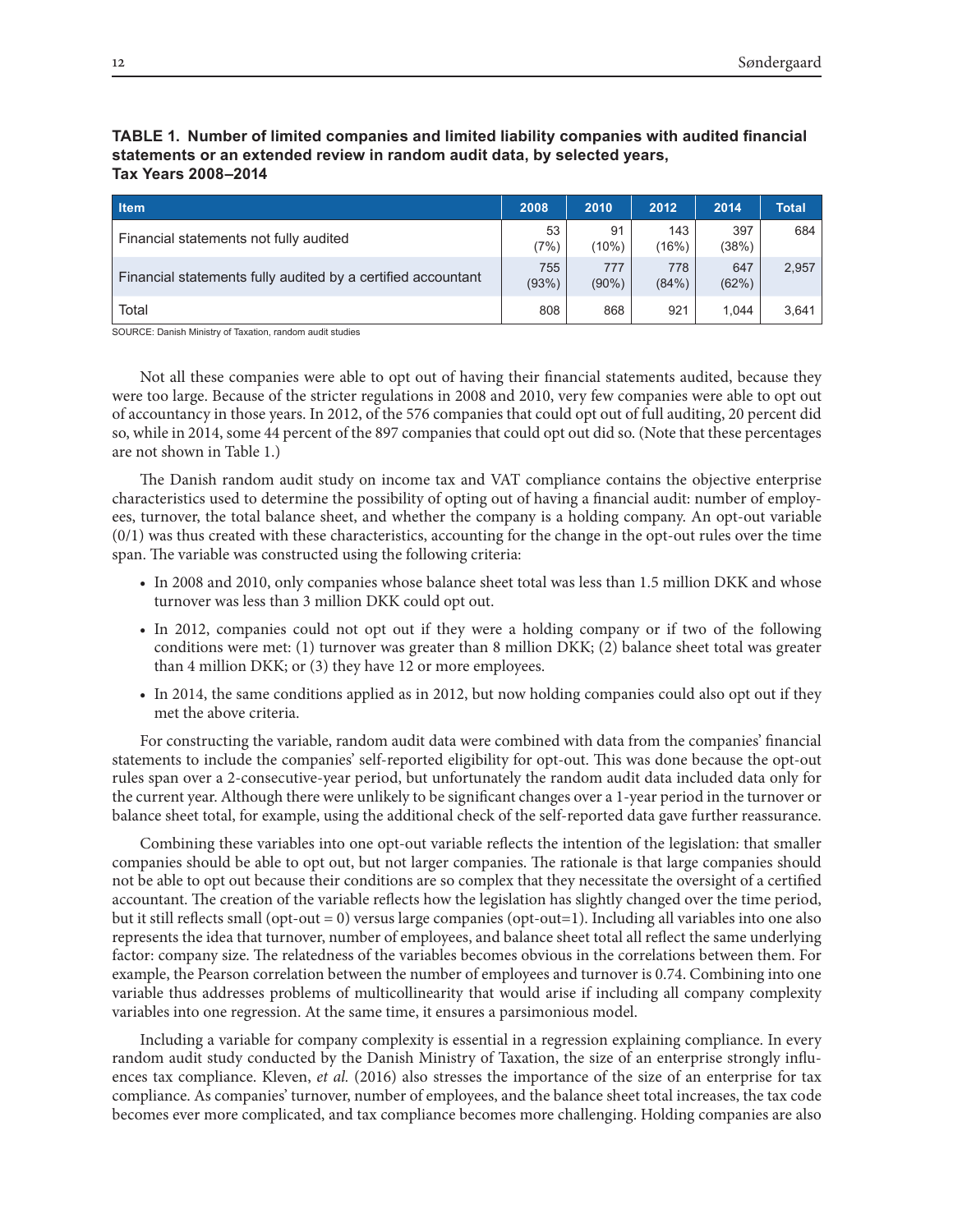**TABLE 1. Number of limited companies and limited liability companies with audited financial statements or an extended review in random audit data, by selected years, Tax Years 2008–2014**

| Item | 2008 | 2010 | 2012 | 2014 | Total |
|---|---|---|---|---|---|
| Financial statements not fully audited | 53 (7%) | 91 (10%) | 143 (16%) | 397 (38%) | 684 |
| Financial statements fully audited by a certified accountant | 755 (93%) | 777 (90%) | 778 (84%) | 647 (62%) | 2,957 |
| Total | 808 | 868 | 921 | 1,044 | 3,641 |

SOURCE: Danish Ministry of Taxation, random audit studies

Not all these companies were able to opt out of having their financial statements audited, because they were too large. Because of the stricter regulations in 2008 and 2010, very few companies were able to opt out of accountancy in those years. In 2012, of the 576 companies that could opt out of full auditing, 20 percent did so, while in 2014, some 44 percent of the 897 companies that could opt out did so. (Note that these percentages are not shown in Table 1.)

The Danish random audit study on income tax and VAT compliance contains the objective enterprise characteristics used to determine the possibility of opting out of having a financial audit: number of employees, turnover, the total balance sheet, and whether the company is a holding company. An opt-out variable (0/1) was thus created with these characteristics, accounting for the change in the opt-out rules over the time span. The variable was constructed using the following criteria:

- In 2008 and 2010, only companies whose balance sheet total was less than 1.5 million DKK and whose turnover was less than 3 million DKK could opt out.
- In 2012, companies could not opt out if they were a holding company or if two of the following conditions were met: (1) turnover was greater than 8 million DKK; (2) balance sheet total was greater than 4 million DKK; or (3) they have 12 or more employees.
- In 2014, the same conditions applied as in 2012, but now holding companies could also opt out if they met the above criteria.

For constructing the variable, random audit data were combined with data from the companies' financial statements to include the companies' self-reported eligibility for opt-out. This was done because the opt-out rules span over a 2-consecutive-year period, but unfortunately the random audit data included data only for the current year. Although there were unlikely to be significant changes over a 1-year period in the turnover or balance sheet total, for example, using the additional check of the self-reported data gave further reassurance.

Combining these variables into one opt-out variable reflects the intention of the legislation: that smaller companies should be able to opt out, but not larger companies. The rationale is that large companies should not be able to opt out because their conditions are so complex that they necessitate the oversight of a certified accountant. The creation of the variable reflects how the legislation has slightly changed over the time period, but it still reflects small (opt-out = 0) versus large companies (opt-out=1). Including all variables into one also represents the idea that turnover, number of employees, and balance sheet total all reflect the same underlying factor: company size. The relatedness of the variables becomes obvious in the correlations between them. For example, the Pearson correlation between the number of employees and turnover is 0.74. Combining into one variable thus addresses problems of multicollinearity that would arise if including all company complexity variables into one regression. At the same time, it ensures a parsimonious model.

Including a variable for company complexity is essential in a regression explaining compliance. In every random audit study conducted by the Danish Ministry of Taxation, the size of an enterprise strongly influences tax compliance. Kleven, *et al.* (2016) also stresses the importance of the size of an enterprise for tax compliance. As companies' turnover, number of employees, and the balance sheet total increases, the tax code becomes ever more complicated, and tax compliance becomes more challenging. Holding companies are also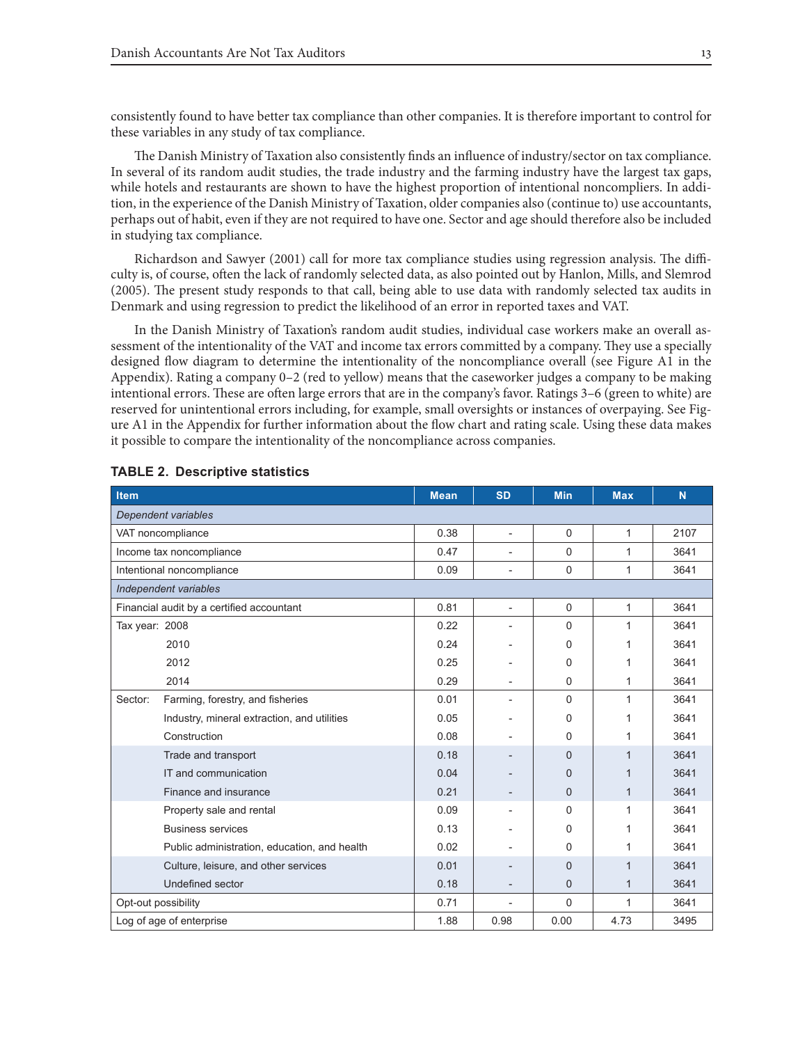consistently found to have better tax compliance than other companies. It is therefore important to control for these variables in any study of tax compliance.

The Danish Ministry of Taxation also consistently finds an influence of industry/sector on tax compliance. In several of its random audit studies, the trade industry and the farming industry have the largest tax gaps, while hotels and restaurants are shown to have the highest proportion of intentional noncompliers. In addition, in the experience of the Danish Ministry of Taxation, older companies also (continue to) use accountants, perhaps out of habit, even if they are not required to have one. Sector and age should therefore also be included in studying tax compliance.

Richardson and Sawyer (2001) call for more tax compliance studies using regression analysis. The difficulty is, of course, often the lack of randomly selected data, as also pointed out by Hanlon, Mills, and Slemrod (2005). The present study responds to that call, being able to use data with randomly selected tax audits in Denmark and using regression to predict the likelihood of an error in reported taxes and VAT.

In the Danish Ministry of Taxation's random audit studies, individual case workers make an overall assessment of the intentionality of the VAT and income tax errors committed by a company. They use a specially designed flow diagram to determine the intentionality of the noncompliance overall (see Figure A1 in the Appendix). Rating a company 0–2 (red to yellow) means that the caseworker judges a company to be making intentional errors. These are often large errors that are in the company's favor. Ratings 3–6 (green to white) are reserved for unintentional errors including, for example, small oversights or instances of overpaying. See Figure A1 in the Appendix for further information about the flow chart and rating scale. Using these data makes it possible to compare the intentionality of the noncompliance across companies.

**TABLE 2. Descriptive statistics**

| Item | | Mean | SD | Min | Max | N |
|---|---|---|---|---|---|---|
| *Dependent variables* | | | | | | |
| VAT noncompliance | | 0.38 | - | 0 | 1 | 2107 |
| Income tax noncompliance | | 0.47 | - | 0 | 1 | 3641 |
| Intentional noncompliance | | 0.09 | - | 0 | 1 | 3641 |
| *Independent variables* | | | | | | |
| Financial audit by a certified accountant | | 0.81 | - | 0 | 1 | 3641 |
| Tax year: | 2008 | 0.22 | - | 0 | 1 | 3641 |
| | 2010 | 0.24 | - | 0 | 1 | 3641 |
| | 2012 | 0.25 | - | 0 | 1 | 3641 |
| | 2014 | 0.29 | - | 0 | 1 | 3641 |
| Sector: | Farming, forestry, and fisheries | 0.01 | - | 0 | 1 | 3641 |
| | Industry, mineral extraction, and utilities | 0.05 | - | 0 | 1 | 3641 |
| | Construction | 0.08 | - | 0 | 1 | 3641 |
| | Trade and transport | 0.18 | - | 0 | 1 | 3641 |
| | IT and communication | 0.04 | - | 0 | 1 | 3641 |
| | Finance and insurance | 0.21 | - | 0 | 1 | 3641 |
| | Property sale and rental | 0.09 | - | 0 | 1 | 3641 |
| | Business services | 0.13 | - | 0 | 1 | 3641 |
| | Public administration, education, and health | 0.02 | - | 0 | 1 | 3641 |
| | Culture, leisure, and other services | 0.01 | - | 0 | 1 | 3641 |
| | Undefined sector | 0.18 | - | 0 | 1 | 3641 |
| Opt-out possibility | | 0.71 | - | 0 | 1 | 3641 |
| Log of age of enterprise | | 1.88 | 0.98 | 0.00 | 4.73 | 3495 |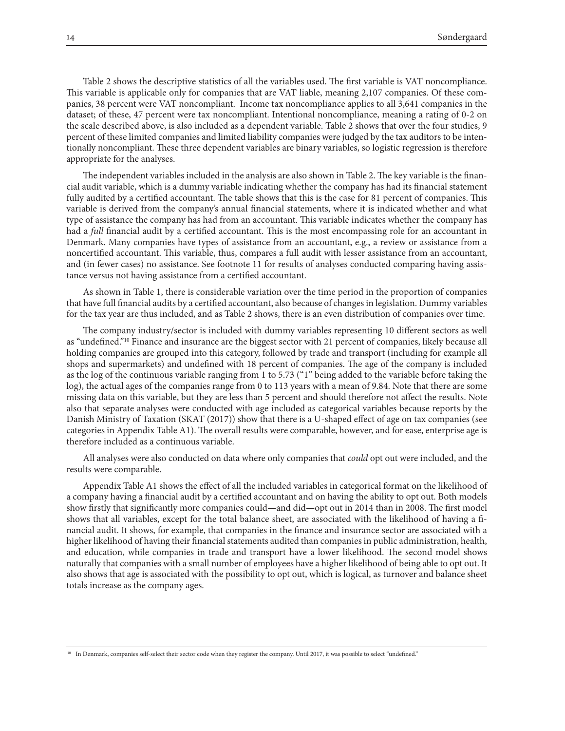Table 2 shows the descriptive statistics of all the variables used. The first variable is VAT noncompliance. This variable is applicable only for companies that are VAT liable, meaning 2,107 companies. Of these companies, 38 percent were VAT noncompliant. Income tax noncompliance applies to all 3,641 companies in the dataset; of these, 47 percent were tax noncompliant. Intentional noncompliance, meaning a rating of 0-2 on the scale described above, is also included as a dependent variable. Table 2 shows that over the four studies, 9 percent of these limited companies and limited liability companies were judged by the tax auditors to be intentionally noncompliant. These three dependent variables are binary variables, so logistic regression is therefore appropriate for the analyses.

The independent variables included in the analysis are also shown in Table 2. The key variable is the financial audit variable, which is a dummy variable indicating whether the company has had its financial statement fully audited by a certified accountant. The table shows that this is the case for 81 percent of companies. This variable is derived from the company's annual financial statements, where it is indicated whether and what type of assistance the company has had from an accountant. This variable indicates whether the company has had a *full* financial audit by a certified accountant. This is the most encompassing role for an accountant in Denmark. Many companies have types of assistance from an accountant, e.g., a review or assistance from a noncertified accountant. This variable, thus, compares a full audit with lesser assistance from an accountant, and (in fewer cases) no assistance. See footnote 11 for results of analyses conducted comparing having assistance versus not having assistance from a certified accountant.

As shown in Table 1, there is considerable variation over the time period in the proportion of companies that have full financial audits by a certified accountant, also because of changes in legislation. Dummy variables for the tax year are thus included, and as Table 2 shows, there is an even distribution of companies over time.

The company industry/sector is included with dummy variables representing 10 different sectors as well as "undefined."[10] Finance and insurance are the biggest sector with 21 percent of companies, likely because all holding companies are grouped into this category, followed by trade and transport (including for example all shops and supermarkets) and undefined with 18 percent of companies. The age of the company is included as the log of the continuous variable ranging from 1 to 5.73 ("1" being added to the variable before taking the log), the actual ages of the companies range from 0 to 113 years with a mean of 9.84. Note that there are some missing data on this variable, but they are less than 5 percent and should therefore not affect the results. Note also that separate analyses were conducted with age included as categorical variables because reports by the Danish Ministry of Taxation (SKAT (2017)) show that there is a U-shaped effect of age on tax companies (see categories in Appendix Table A1). The overall results were comparable, however, and for ease, enterprise age is therefore included as a continuous variable.

All analyses were also conducted on data where only companies that *could* opt out were included, and the results were comparable.

Appendix Table A1 shows the effect of all the included variables in categorical format on the likelihood of a company having a financial audit by a certified accountant and on having the ability to opt out. Both models show firstly that significantly more companies could—and did—opt out in 2014 than in 2008. The first model shows that all variables, except for the total balance sheet, are associated with the likelihood of having a financial audit. It shows, for example, that companies in the finance and insurance sector are associated with a higher likelihood of having their financial statements audited than companies in public administration, health, and education, while companies in trade and transport have a lower likelihood. The second model shows naturally that companies with a small number of employees have a higher likelihood of being able to opt out. It also shows that age is associated with the possibility to opt out, which is logical, as turnover and balance sheet totals increase as the company ages.

[10] In Denmark, companies self-select their sector code when they register the company. Until 2017, it was possible to select "undefined."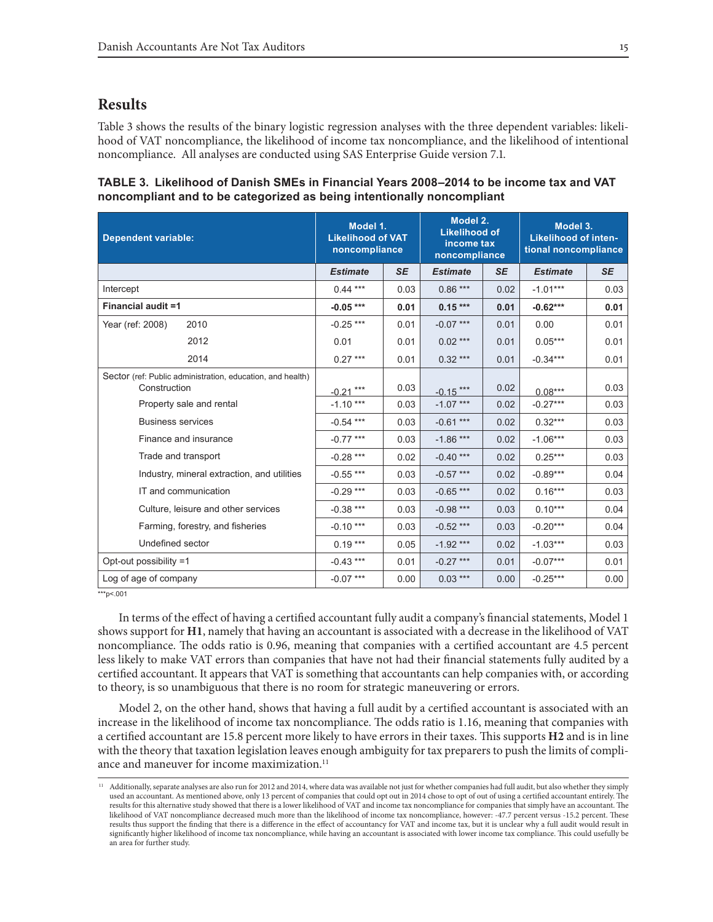## Results

Table 3 shows the results of the binary logistic regression analyses with the three dependent variables: likelihood of VAT noncompliance, the likelihood of income tax noncompliance, and the likelihood of intentional noncompliance. All analyses are conducted using SAS Enterprise Guide version 7.1.

**TABLE 3. Likelihood of Danish SMEs in Financial Years 2008–2014 to be income tax and VAT noncompliant and to be categorized as being intentionally noncompliant**

| Dependent variable: | | Model 1. Likelihood of VAT noncompliance | | Model 2. Likelihood of income tax noncompliance | | Model 3. Likelihood of intentional noncompliance | |
|---|---|---|---|---|---|---|---|
| | | *Estimate* | *SE* | *Estimate* | *SE* | *Estimate* | *SE* |
| Intercept | | 0.44 *** | 0.03 | 0.86 *** | 0.02 | -1.01*** | 0.03 |
| **Financial audit =1** | | **-0.05 \*\*\*** | **0.01** | **0.15 \*\*\*** | **0.01** | **-0.62\*\*\*** | **0.01** |
| Year (ref: 2008) | 2010 | -0.25 *** | 0.01 | -0.07 *** | 0.01 | 0.00 | 0.01 |
| | 2012 | 0.01 | 0.01 | 0.02 *** | 0.01 | 0.05*** | 0.01 |
| | 2014 | 0.27 *** | 0.01 | 0.32 *** | 0.01 | -0.34*** | 0.01 |
| Sector (ref: Public administration, education, and health) | Construction | -0.21 *** | 0.03 | -0.15 *** | 0.02 | 0.08*** | 0.03 |
| | Property sale and rental | -1.10 *** | 0.03 | -1.07 *** | 0.02 | -0.27*** | 0.03 |
| | Business services | -0.54 *** | 0.03 | -0.61 *** | 0.02 | 0.32*** | 0.03 |
| | Finance and insurance | -0.77 *** | 0.03 | -1.86 *** | 0.02 | -1.06*** | 0.03 |
| | Trade and transport | -0.28 *** | 0.02 | -0.40 *** | 0.02 | 0.25*** | 0.03 |
| | Industry, mineral extraction, and utilities | -0.55 *** | 0.03 | -0.57 *** | 0.02 | -0.89*** | 0.04 |
| | IT and communication | -0.29 *** | 0.03 | -0.65 *** | 0.02 | 0.16*** | 0.03 |
| | Culture, leisure and other services | -0.38 *** | 0.03 | -0.98 *** | 0.03 | 0.10*** | 0.04 |
| | Farming, forestry, and fisheries | -0.10 *** | 0.03 | -0.52 *** | 0.03 | -0.20*** | 0.04 |
| | Undefined sector | 0.19 *** | 0.05 | -1.92 *** | 0.02 | -1.03*** | 0.03 |
| Opt-out possibility =1 | | -0.43 *** | 0.01 | -0.27 *** | 0.01 | -0.07*** | 0.01 |
| Log of age of company | | -0.07 *** | 0.00 | 0.03 *** | 0.00 | -0.25*** | 0.00 |

***p<.001

In terms of the effect of having a certified accountant fully audit a company's financial statements, Model 1 shows support for **H1**, namely that having an accountant is associated with a decrease in the likelihood of VAT noncompliance. The odds ratio is 0.96, meaning that companies with a certified accountant are 4.5 percent less likely to make VAT errors than companies that have not had their financial statements fully audited by a certified accountant. It appears that VAT is something that accountants can help companies with, or according to theory, is so unambiguous that there is no room for strategic maneuvering or errors.

Model 2, on the other hand, shows that having a full audit by a certified accountant is associated with an increase in the likelihood of income tax noncompliance. The odds ratio is 1.16, meaning that companies with a certified accountant are 15.8 percent more likely to have errors in their taxes. This supports **H2** and is in line with the theory that taxation legislation leaves enough ambiguity for tax preparers to push the limits of compliance and maneuver for income maximization.[11]

[11] Additionally, separate analyses are also run for 2012 and 2014, where data was available not just for whether companies had full audit, but also whether they simply used an accountant. As mentioned above, only 13 percent of companies that could opt out in 2014 chose to opt of out of using a certified accountant entirely. The results for this alternative study showed that there is a lower likelihood of VAT and income tax noncompliance for companies that simply have an accountant. The likelihood of VAT noncompliance decreased much more than the likelihood of income tax noncompliance, however: -47.7 percent versus -15.2 percent. These results thus support the finding that there is a difference in the effect of accountancy for VAT and income tax, but it is unclear why a full audit would result in significantly higher likelihood of income tax noncompliance, while having an accountant is associated with lower income tax compliance. This could usefully be an area for further study.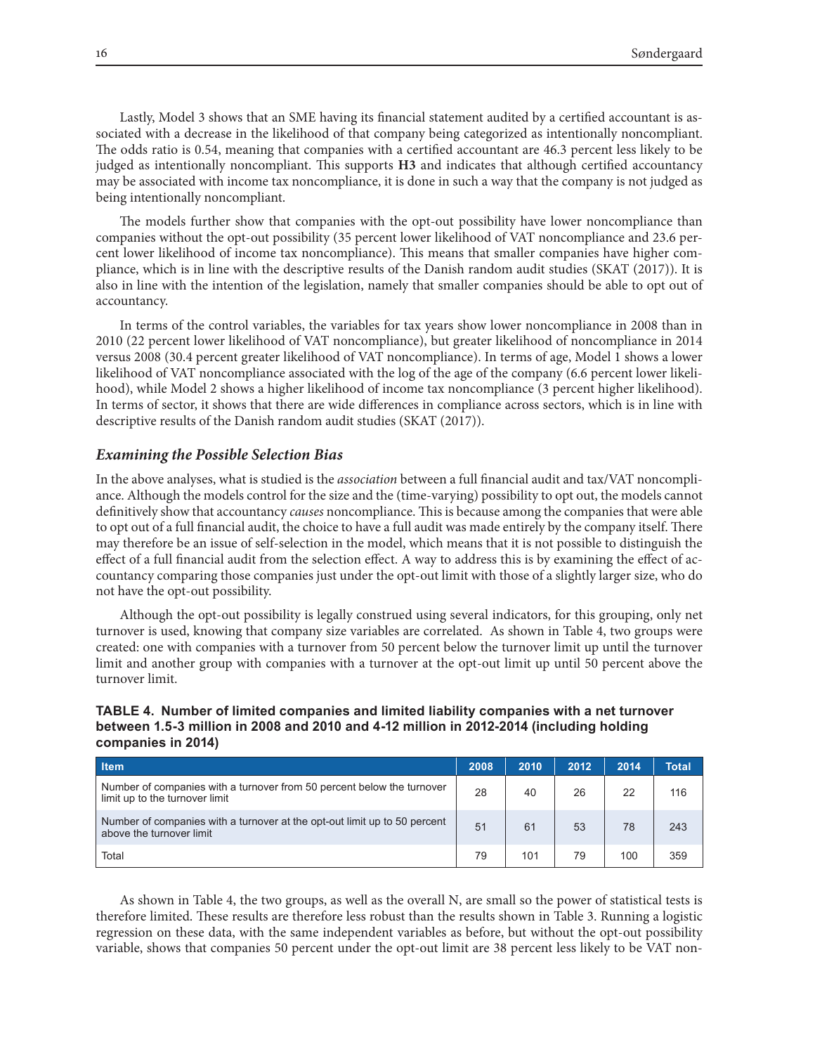Lastly, Model 3 shows that an SME having its financial statement audited by a certified accountant is associated with a decrease in the likelihood of that company being categorized as intentionally noncompliant. The odds ratio is 0.54, meaning that companies with a certified accountant are 46.3 percent less likely to be judged as intentionally noncompliant. This supports **H3** and indicates that although certified accountancy may be associated with income tax noncompliance, it is done in such a way that the company is not judged as being intentionally noncompliant.

The models further show that companies with the opt-out possibility have lower noncompliance than companies without the opt-out possibility (35 percent lower likelihood of VAT noncompliance and 23.6 percent lower likelihood of income tax noncompliance). This means that smaller companies have higher compliance, which is in line with the descriptive results of the Danish random audit studies (SKAT (2017)). It is also in line with the intention of the legislation, namely that smaller companies should be able to opt out of accountancy.

In terms of the control variables, the variables for tax years show lower noncompliance in 2008 than in 2010 (22 percent lower likelihood of VAT noncompliance), but greater likelihood of noncompliance in 2014 versus 2008 (30.4 percent greater likelihood of VAT noncompliance). In terms of age, Model 1 shows a lower likelihood of VAT noncompliance associated with the log of the age of the company (6.6 percent lower likelihood), while Model 2 shows a higher likelihood of income tax noncompliance (3 percent higher likelihood). In terms of sector, it shows that there are wide differences in compliance across sectors, which is in line with descriptive results of the Danish random audit studies (SKAT (2017)).

### *Examining the Possible Selection Bias*

In the above analyses, what is studied is the *association* between a full financial audit and tax/VAT noncompliance. Although the models control for the size and the (time-varying) possibility to opt out, the models cannot definitively show that accountancy *causes* noncompliance. This is because among the companies that were able to opt out of a full financial audit, the choice to have a full audit was made entirely by the company itself. There may therefore be an issue of self-selection in the model, which means that it is not possible to distinguish the effect of a full financial audit from the selection effect. A way to address this is by examining the effect of accountancy comparing those companies just under the opt-out limit with those of a slightly larger size, who do not have the opt-out possibility.

Although the opt-out possibility is legally construed using several indicators, for this grouping, only net turnover is used, knowing that company size variables are correlated. As shown in Table 4, two groups were created: one with companies with a turnover from 50 percent below the turnover limit up until the turnover limit and another group with companies with a turnover at the opt-out limit up until 50 percent above the turnover limit.

**TABLE 4. Number of limited companies and limited liability companies with a net turnover between 1.5-3 million in 2008 and 2010 and 4-12 million in 2012-2014 (including holding companies in 2014)**

| Item | 2008 | 2010 | 2012 | 2014 | Total |
|---|---|---|---|---|---|
| Number of companies with a turnover from 50 percent below the turnover limit up to the turnover limit | 28 | 40 | 26 | 22 | 116 |
| Number of companies with a turnover at the opt-out limit up to 50 percent above the turnover limit | 51 | 61 | 53 | 78 | 243 |
| Total | 79 | 101 | 79 | 100 | 359 |

As shown in Table 4, the two groups, as well as the overall N, are small so the power of statistical tests is therefore limited. These results are therefore less robust than the results shown in Table 3. Running a logistic regression on these data, with the same independent variables as before, but without the opt-out possibility variable, shows that companies 50 percent under the opt-out limit are 38 percent less likely to be VAT non-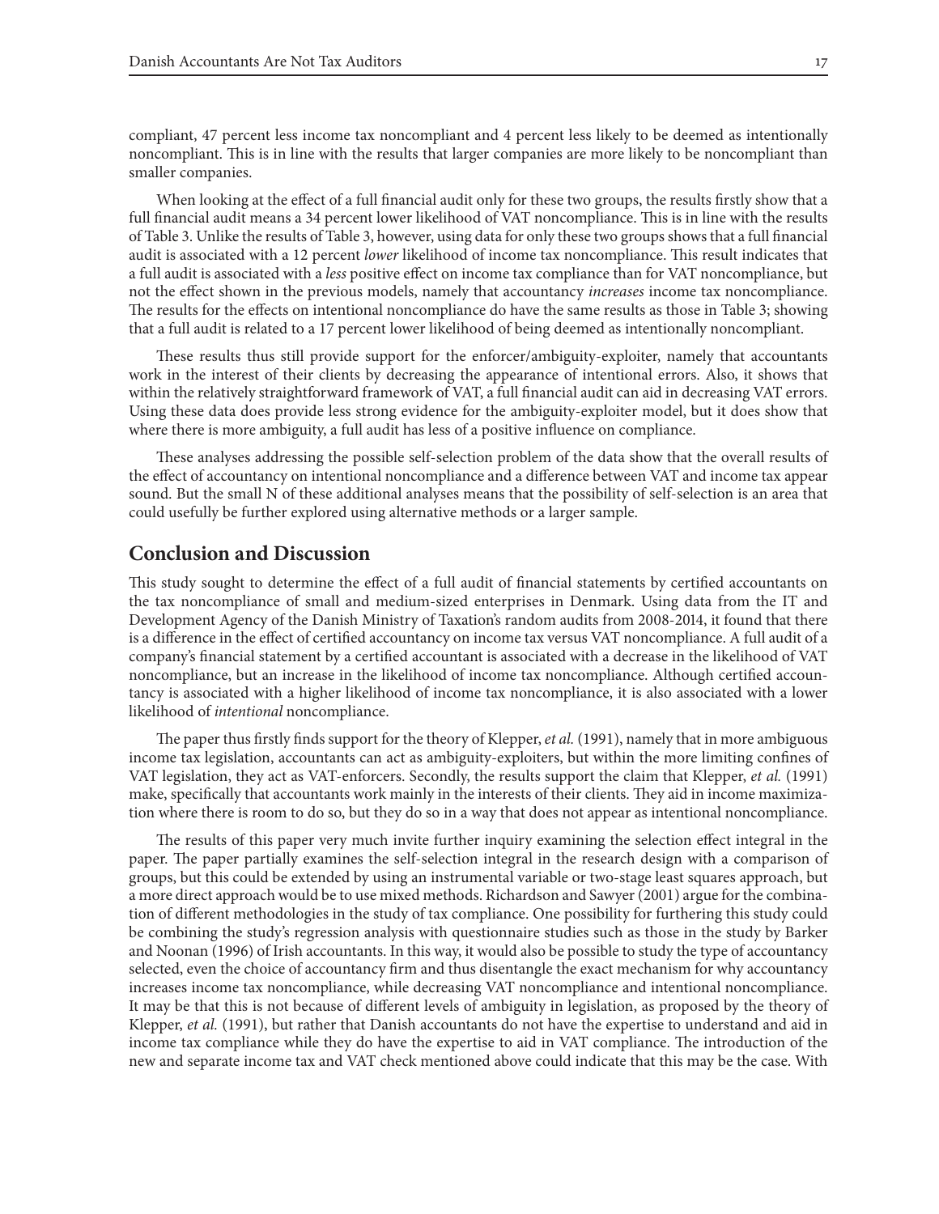compliant, 47 percent less income tax noncompliant and 4 percent less likely to be deemed as intentionally noncompliant. This is in line with the results that larger companies are more likely to be noncompliant than smaller companies.

When looking at the effect of a full financial audit only for these two groups, the results firstly show that a full financial audit means a 34 percent lower likelihood of VAT noncompliance. This is in line with the results of Table 3. Unlike the results of Table 3, however, using data for only these two groups shows that a full financial audit is associated with a 12 percent *lower* likelihood of income tax noncompliance. This result indicates that a full audit is associated with a *less* positive effect on income tax compliance than for VAT noncompliance, but not the effect shown in the previous models, namely that accountancy *increases* income tax noncompliance. The results for the effects on intentional noncompliance do have the same results as those in Table 3; showing that a full audit is related to a 17 percent lower likelihood of being deemed as intentionally noncompliant.

These results thus still provide support for the enforcer/ambiguity-exploiter, namely that accountants work in the interest of their clients by decreasing the appearance of intentional errors. Also, it shows that within the relatively straightforward framework of VAT, a full financial audit can aid in decreasing VAT errors. Using these data does provide less strong evidence for the ambiguity-exploiter model, but it does show that where there is more ambiguity, a full audit has less of a positive influence on compliance.

These analyses addressing the possible self-selection problem of the data show that the overall results of the effect of accountancy on intentional noncompliance and a difference between VAT and income tax appear sound. But the small N of these additional analyses means that the possibility of self-selection is an area that could usefully be further explored using alternative methods or a larger sample.

## Conclusion and Discussion

This study sought to determine the effect of a full audit of financial statements by certified accountants on the tax noncompliance of small and medium-sized enterprises in Denmark. Using data from the IT and Development Agency of the Danish Ministry of Taxation's random audits from 2008-2014, it found that there is a difference in the effect of certified accountancy on income tax versus VAT noncompliance. A full audit of a company's financial statement by a certified accountant is associated with a decrease in the likelihood of VAT noncompliance, but an increase in the likelihood of income tax noncompliance. Although certified accountancy is associated with a higher likelihood of income tax noncompliance, it is also associated with a lower likelihood of *intentional* noncompliance.

The paper thus firstly finds support for the theory of Klepper, *et al.* (1991), namely that in more ambiguous income tax legislation, accountants can act as ambiguity-exploiters, but within the more limiting confines of VAT legislation, they act as VAT-enforcers. Secondly, the results support the claim that Klepper, *et al.* (1991) make, specifically that accountants work mainly in the interests of their clients. They aid in income maximization where there is room to do so, but they do so in a way that does not appear as intentional noncompliance.

The results of this paper very much invite further inquiry examining the selection effect integral in the paper. The paper partially examines the self-selection integral in the research design with a comparison of groups, but this could be extended by using an instrumental variable or two-stage least squares approach, but a more direct approach would be to use mixed methods. Richardson and Sawyer (2001) argue for the combination of different methodologies in the study of tax compliance. One possibility for furthering this study could be combining the study's regression analysis with questionnaire studies such as those in the study by Barker and Noonan (1996) of Irish accountants. In this way, it would also be possible to study the type of accountancy selected, even the choice of accountancy firm and thus disentangle the exact mechanism for why accountancy increases income tax noncompliance, while decreasing VAT noncompliance and intentional noncompliance. It may be that this is not because of different levels of ambiguity in legislation, as proposed by the theory of Klepper, *et al.* (1991), but rather that Danish accountants do not have the expertise to understand and aid in income tax compliance while they do have the expertise to aid in VAT compliance. The introduction of the new and separate income tax and VAT check mentioned above could indicate that this may be the case. With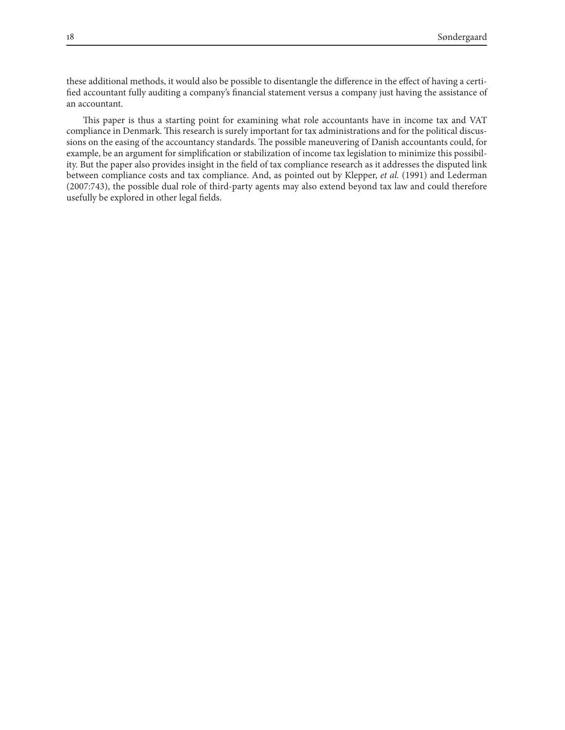these additional methods, it would also be possible to disentangle the difference in the effect of having a certified accountant fully auditing a company's financial statement versus a company just having the assistance of an accountant.

This paper is thus a starting point for examining what role accountants have in income tax and VAT compliance in Denmark. This research is surely important for tax administrations and for the political discussions on the easing of the accountancy standards. The possible maneuvering of Danish accountants could, for example, be an argument for simplification or stabilization of income tax legislation to minimize this possibility. But the paper also provides insight in the field of tax compliance research as it addresses the disputed link between compliance costs and tax compliance. And, as pointed out by Klepper, *et al.* (1991) and Lederman (2007:743), the possible dual role of third-party agents may also extend beyond tax law and could therefore usefully be explored in other legal fields.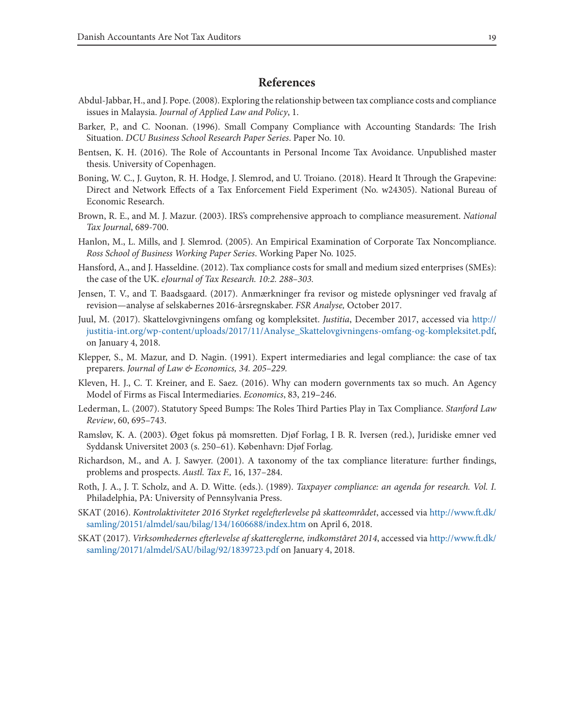# References

Abdul-Jabbar, H., and J. Pope. (2008). Exploring the relationship between tax compliance costs and compliance issues in Malaysia. *Journal of Applied Law and Policy*, 1.

Barker, P., and C. Noonan. (1996). Small Company Compliance with Accounting Standards: The Irish Situation. *DCU Business School Research Paper Series*. Paper No. 10.

Bentsen, K. H. (2016). The Role of Accountants in Personal Income Tax Avoidance. Unpublished master thesis. University of Copenhagen.

Boning, W. C., J. Guyton, R. H. Hodge, J. Slemrod, and U. Troiano. (2018). Heard It Through the Grapevine: Direct and Network Effects of a Tax Enforcement Field Experiment (No. w24305). National Bureau of Economic Research.

Brown, R. E., and M. J. Mazur. (2003). IRS's comprehensive approach to compliance measurement. *National Tax Journal*, 689-700.

Hanlon, M., L. Mills, and J. Slemrod. (2005). An Empirical Examination of Corporate Tax Noncompliance. *Ross School of Business Working Paper Series*. Working Paper No. 1025.

Hansford, A., and J. Hasseldine. (2012). Tax compliance costs for small and medium sized enterprises (SMEs): the case of the UK. *eJournal of Tax Research. 10:2. 288–303.*

Jensen, T. V., and T. Baadsgaard. (2017). Anmærkninger fra revisor og mistede oplysninger ved fravalg af revision—analyse af selskabernes 2016-årsregnskaber. *FSR Analyse,* October 2017.

Juul, M. (2017). Skattelovgivningens omfang og kompleksitet. *Justitia*, December 2017, accessed via http://justitia-int.org/wp-content/uploads/2017/11/Analyse_Skattelovgivningens-omfang-og-kompleksitet.pdf, on January 4, 2018.

Klepper, S., M. Mazur, and D. Nagin. (1991). Expert intermediaries and legal compliance: the case of tax preparers. *Journal of Law & Economics, 34. 205–229.*

Kleven, H. J., C. T. Kreiner, and E. Saez. (2016). Why can modern governments tax so much. An Agency Model of Firms as Fiscal Intermediaries. *Economics*, 83, 219–246.

Lederman, L. (2007). Statutory Speed Bumps: The Roles Third Parties Play in Tax Compliance. *Stanford Law Review*, 60, 695–743.

Ramsløv, K. A. (2003). Øget fokus på momsretten. Djøf Forlag, I B. R. Iversen (red.), Juridiske emner ved Syddansk Universitet 2003 (s. 250–61). København: Djøf Forlag.

Richardson, M., and A. J. Sawyer. (2001). A taxonomy of the tax compliance literature: further findings, problems and prospects. *Austl. Tax F.,* 16, 137–284.

Roth, J. A., J. T. Scholz, and A. D. Witte. (eds.). (1989). *Taxpayer compliance: an agenda for research. Vol. I.* Philadelphia, PA: University of Pennsylvania Press.

SKAT (2016). *Kontrolaktiviteter 2016 Styrket regelefterlevelse på skatteområdet*, accessed via http://www.ft.dk/samling/20151/almdel/sau/bilag/134/1606688/index.htm on April 6, 2018.

SKAT (2017). *Virksomhedernes efterlevelse af skattereglerne, indkomståret 2014*, accessed via http://www.ft.dk/samling/20171/almdel/SAU/bilag/92/1839723.pdf on January 4, 2018.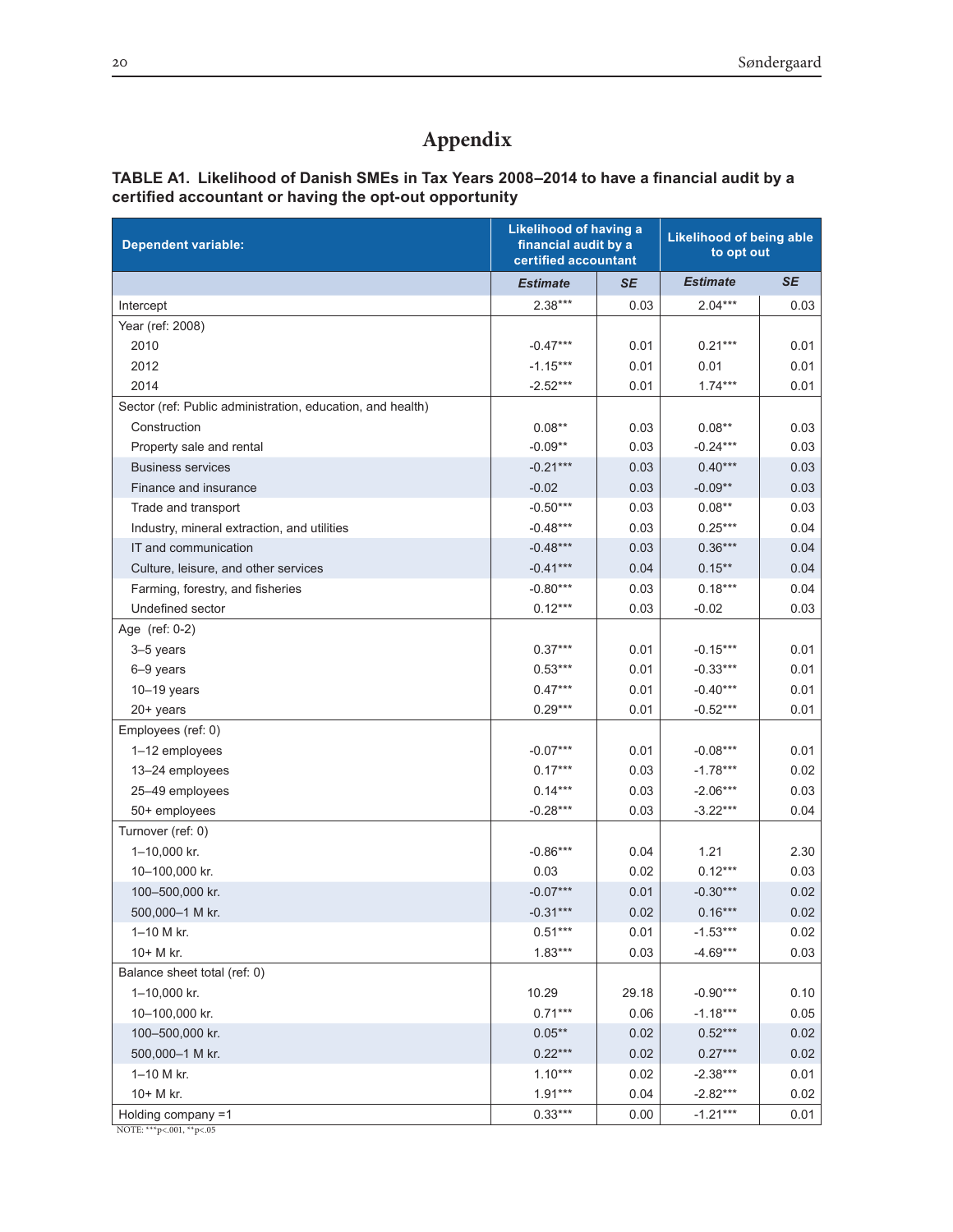# Appendix

**TABLE A1. Likelihood of Danish SMEs in Tax Years 2008–2014 to have a financial audit by a certified accountant or having the opt-out opportunity**

| Dependent variable: | Likelihood of having a financial audit by a certified accountant | | Likelihood of being able to opt out | |
|---|---|---|---|---|
| | ***Estimate*** | ***SE*** | ***Estimate*** | ***SE*** |
| Intercept | 2.38*** | 0.03 | 2.04*** | 0.03 |
| Year (ref: 2008) | | | | |
| 2010 | -0.47*** | 0.01 | 0.21*** | 0.01 |
| 2012 | -1.15*** | 0.01 | 0.01 | 0.01 |
| 2014 | -2.52*** | 0.01 | 1.74*** | 0.01 |
| Sector (ref: Public administration, education, and health) | | | | |
| Construction | 0.08** | 0.03 | 0.08** | 0.03 |
| Property sale and rental | -0.09** | 0.03 | -0.24*** | 0.03 |
| Business services | -0.21*** | 0.03 | 0.40*** | 0.03 |
| Finance and insurance | -0.02 | 0.03 | -0.09** | 0.03 |
| Trade and transport | -0.50*** | 0.03 | 0.08** | 0.03 |
| Industry, mineral extraction, and utilities | -0.48*** | 0.03 | 0.25*** | 0.04 |
| IT and communication | -0.48*** | 0.03 | 0.36*** | 0.04 |
| Culture, leisure, and other services | -0.41*** | 0.04 | 0.15** | 0.04 |
| Farming, forestry, and fisheries | -0.80*** | 0.03 | 0.18*** | 0.04 |
| Undefined sector | 0.12*** | 0.03 | -0.02 | 0.03 |
| Age (ref: 0-2) | | | | |
| 3–5 years | 0.37*** | 0.01 | -0.15*** | 0.01 |
| 6–9 years | 0.53*** | 0.01 | -0.33*** | 0.01 |
| 10–19 years | 0.47*** | 0.01 | -0.40*** | 0.01 |
| 20+ years | 0.29*** | 0.01 | -0.52*** | 0.01 |
| Employees (ref: 0) | | | | |
| 1–12 employees | -0.07*** | 0.01 | -0.08*** | 0.01 |
| 13–24 employees | 0.17*** | 0.03 | -1.78*** | 0.02 |
| 25–49 employees | 0.14*** | 0.03 | -2.06*** | 0.03 |
| 50+ employees | -0.28*** | 0.03 | -3.22*** | 0.04 |
| Turnover (ref: 0) | | | | |
| 1–10,000 kr. | -0.86*** | 0.04 | 1.21 | 2.30 |
| 10–100,000 kr. | 0.03 | 0.02 | 0.12*** | 0.03 |
| 100–500,000 kr. | -0.07*** | 0.01 | -0.30*** | 0.02 |
| 500,000–1 M kr. | -0.31*** | 0.02 | 0.16*** | 0.02 |
| 1–10 M kr. | 0.51*** | 0.01 | -1.53*** | 0.02 |
| 10+ M kr. | 1.83*** | 0.03 | -4.69*** | 0.03 |
| Balance sheet total (ref: 0) | | | | |
| 1–10,000 kr. | 10.29 | 29.18 | -0.90*** | 0.10 |
| 10–100,000 kr. | 0.71*** | 0.06 | -1.18*** | 0.05 |
| 100–500,000 kr. | 0.05** | 0.02 | 0.52*** | 0.02 |
| 500,000–1 M kr. | 0.22*** | 0.02 | 0.27*** | 0.02 |
| 1–10 M kr. | 1.10*** | 0.02 | -2.38*** | 0.01 |
| 10+ M kr. | 1.91*** | 0.04 | -2.82*** | 0.02 |
| Holding company =1 | 0.33*** | 0.00 | -1.21*** | 0.01 |

NOTE: ***p<.001, **p<.05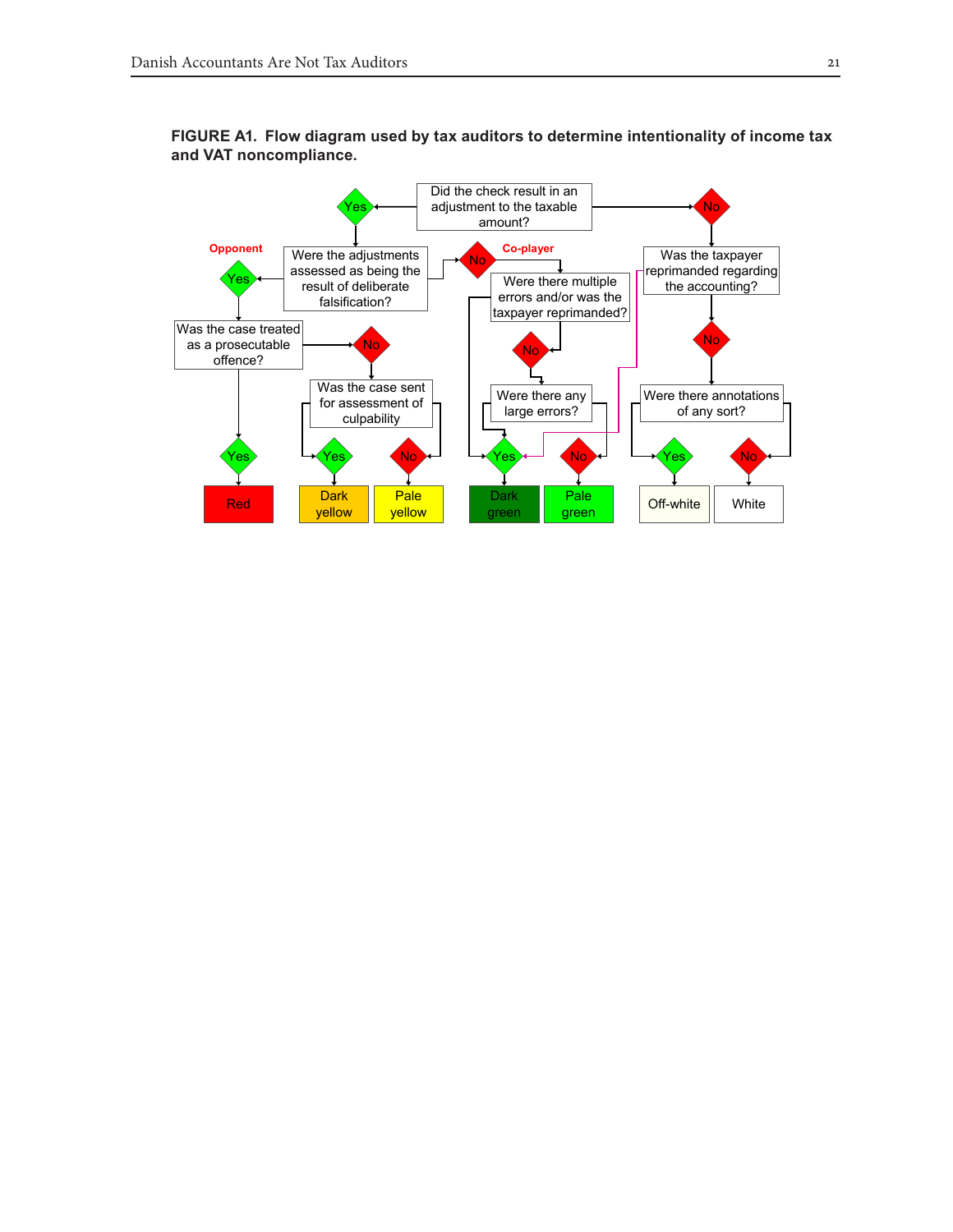**FIGURE A1. Flow diagram used by tax auditors to determine intentionality of income tax and VAT noncompliance.**

Did the check result in an adjustment to the taxable amount?

Yes

No

Opponent

Co-player

Were the adjustments assessed as being the result of deliberate falsification?

Was the taxpayer reprimanded regarding the accounting?

Were there multiple errors and/or was the taxpayer reprimanded?

Was the case treated as a prosecutable offence?

Was the case sent for assessment of culpability

Were there any large errors?

Were there annotations of any sort?

Red

Dark yellow

Pale yellow

Dark green

Pale green

Off-white

White